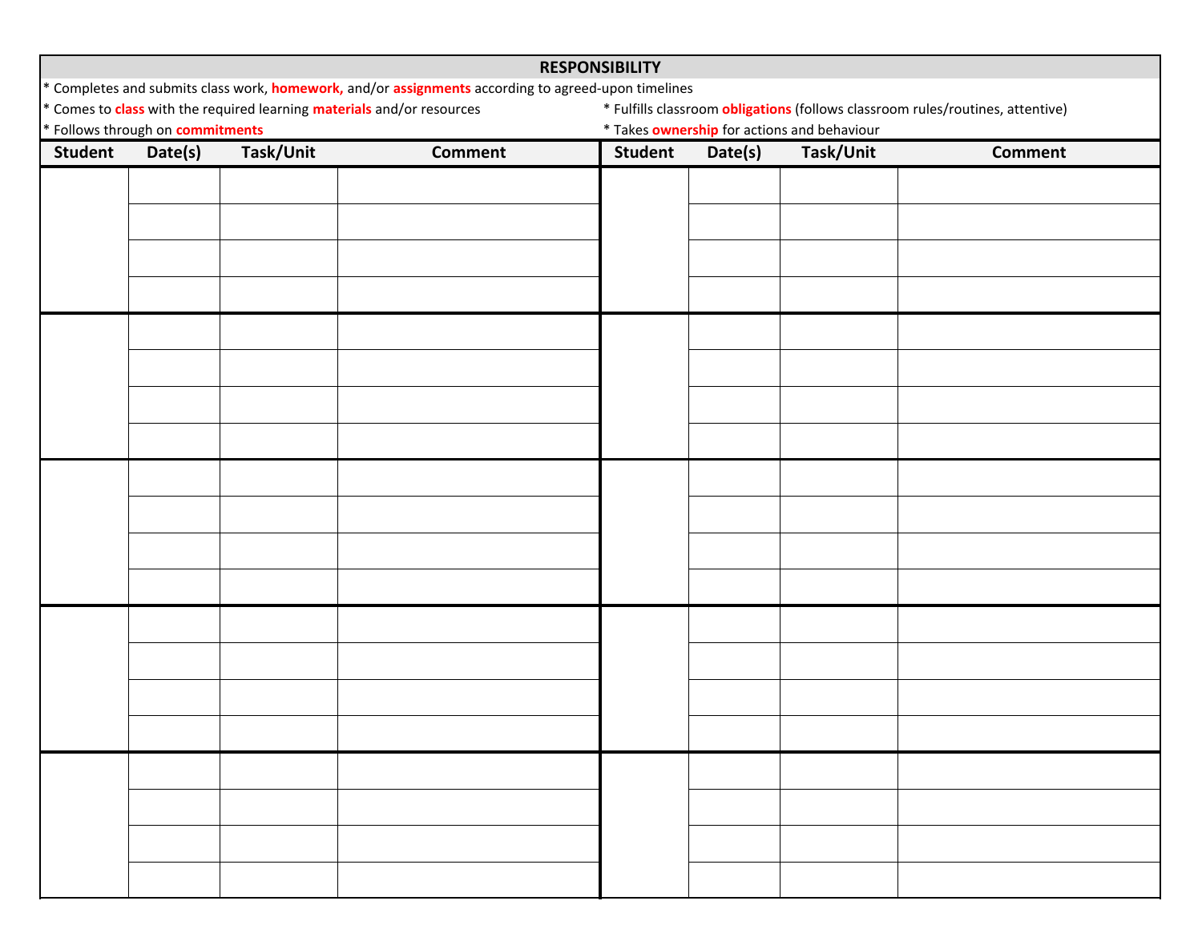## RESPONSIBILITY

* Completes and submits class work, **homework,** and/or **assignments** according to agreed-upon timelines
* Comes to **class** with the required learning **materials** and/or resources
* Follows through on **commitments**
* Fulfills classroom **obligations** (follows classroom rules/routines, attentive)
* Takes **ownership** for actions and behaviour

| Student | Date(s) | Task/Unit | Comment | Student | Date(s) | Task/Unit | Comment |
|---|---|---|---|---|---|---|---|
| | | | | | | | |
| | | | | | | | |
| | | | | | | | |
| | | | | | | | |
| | | | | | | | |
| | | | | | | | |
| | | | | | | | |
| | | | | | | | |
| | | | | | | | |
| | | | | | | | |
| | | | | | | | |
| | | | | | | | |
| | | | | | | | |
| | | | | | | | |
| | | | | | | | |
| | | | | | | | |
| | | | | | | | |
| | | | | | | | |
| | | | | | | | |
| | | | | | | | |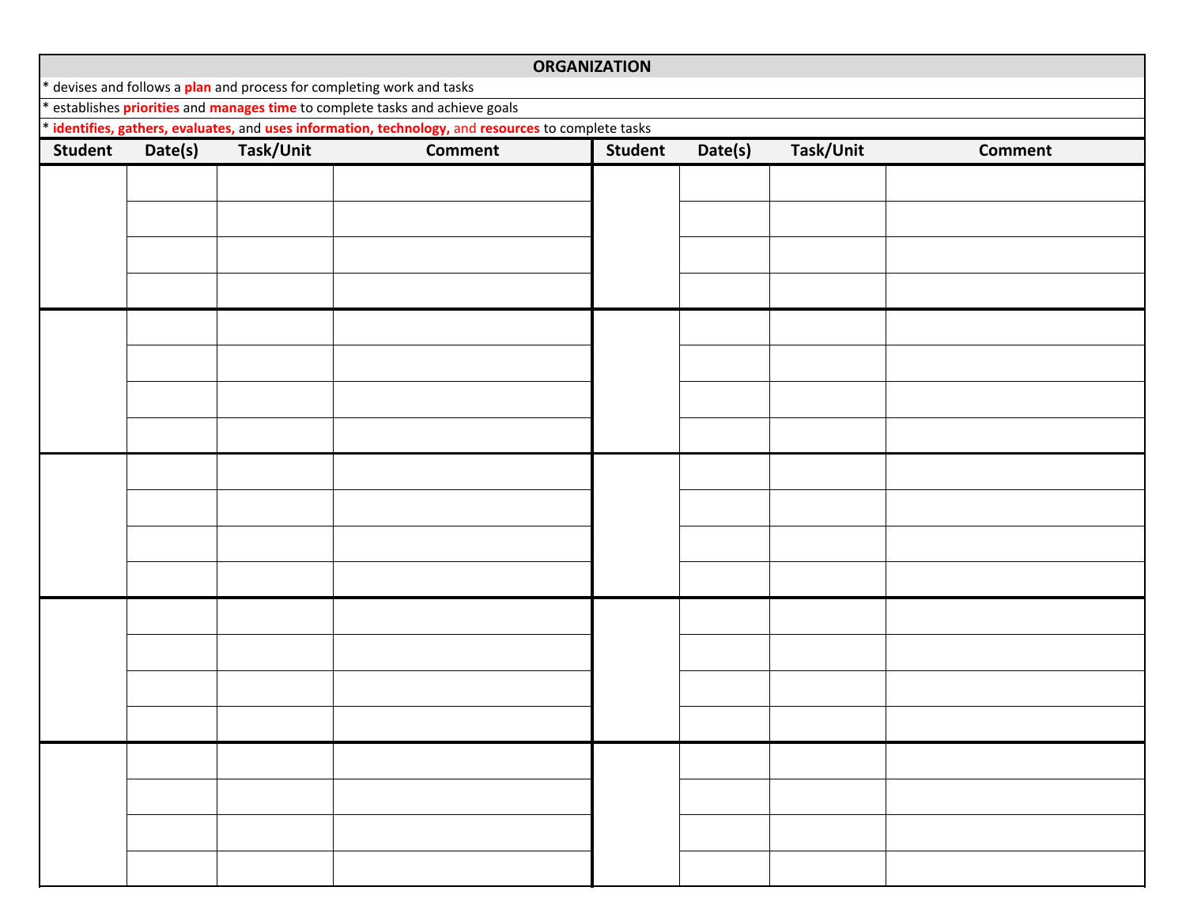## ORGANIZATION

* devises and follows a **plan** and process for completing work and tasks
* establishes **priorities** and **manages time** to complete tasks and achieve goals
* **identifies, gathers, evaluates,** and **uses information, technology,** and **resources** to complete tasks

| Student | Date(s) | Task/Unit | Comment | Student | Date(s) | Task/Unit | Comment |
|---|---|---|---|---|---|---|---|
| | | | | | | | |
| | | | | | | | |
| | | | | | | | |
| | | | | | | | |
| | | | | | | | |
| | | | | | | | |
| | | | | | | | |
| | | | | | | | |
| | | | | | | | |
| | | | | | | | |
| | | | | | | | |
| | | | | | | | |
| | | | | | | | |
| | | | | | | | |
| | | | | | | | |
| | | | | | | | |
| | | | | | | | |
| | | | | | | | |
| | | | | | | | |
| | | | | | | | |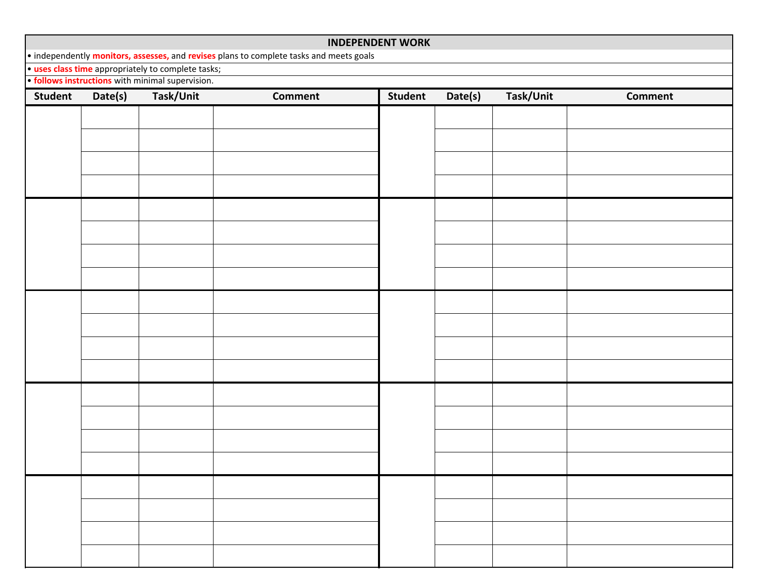## INDEPENDENT WORK

- independently **monitors, assesses,** and **revises** plans to complete tasks and meets goals
- **uses class time** appropriately to complete tasks;
- **follows instructions** with minimal supervision.

| Student | Date(s) | Task/Unit | Comment | Student | Date(s) | Task/Unit | Comment |
|---|---|---|---|---|---|---|---|
| | | | | | | | |
| | | | | | | | |
| | | | | | | | |
| | | | | | | | |
| | | | | | | | |
| | | | | | | | |
| | | | | | | | |
| | | | | | | | |
| | | | | | | | |
| | | | | | | | |
| | | | | | | | |
| | | | | | | | |
| | | | | | | | |
| | | | | | | | |
| | | | | | | | |
| | | | | | | | |
| | | | | | | | |
| | | | | | | | |
| | | | | | | | |
| | | | | | | | |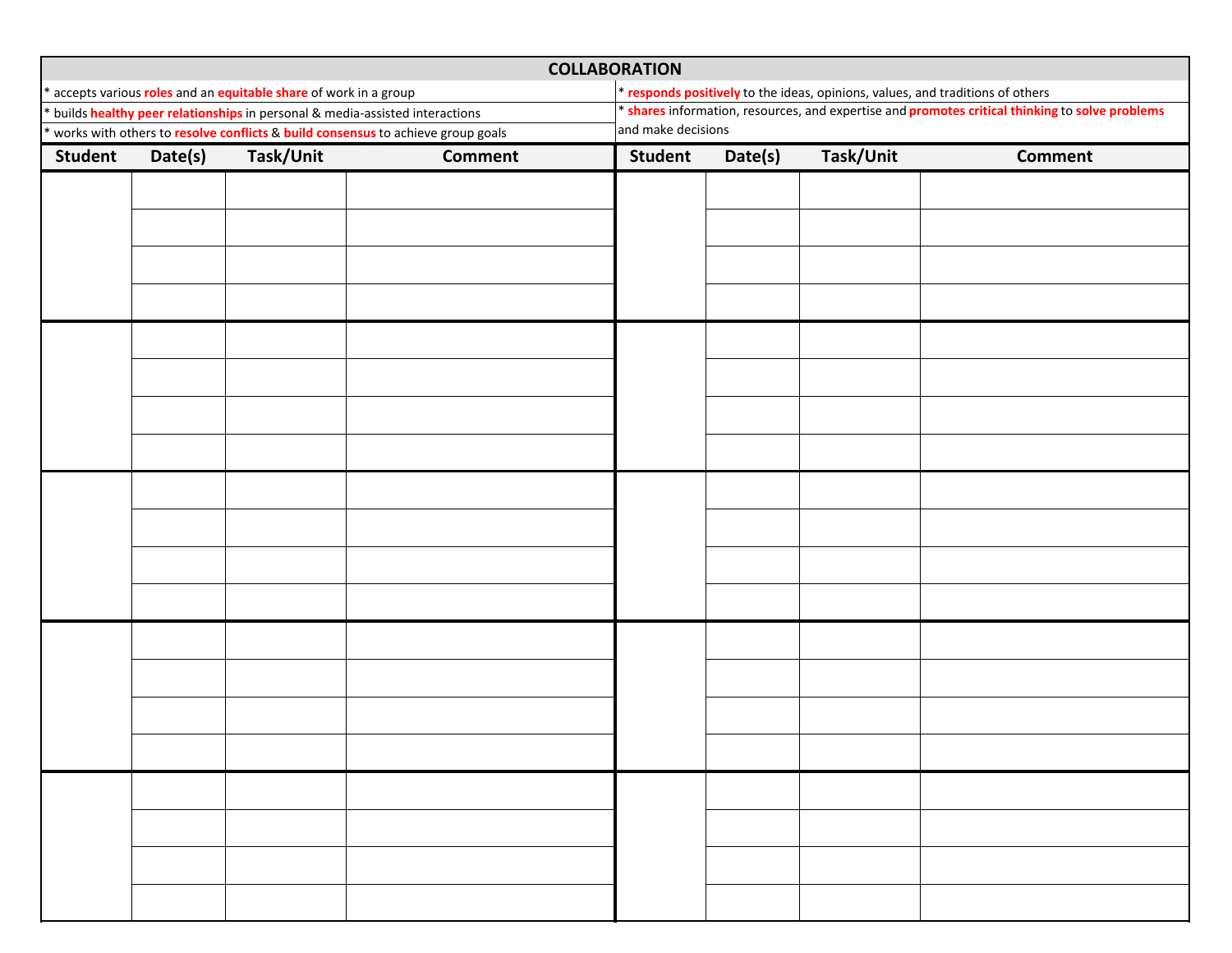## COLLABORATION

* accepts various **roles** and an **equitable share** of work in a group
* builds **healthy peer relationships** in personal & media-assisted interactions
* works with others to **resolve conflicts** & **build consensus** to achieve group goals
* **responds positively** to the ideas, opinions, values, and traditions of others
* **shares** information, resources, and expertise and **promotes critical thinking** to **solve problems** and make decisions

| Student | Date(s) | Task/Unit | Comment | Student | Date(s) | Task/Unit | Comment |
|---|---|---|---|---|---|---|---|
| | | | | | | | |
| | | | | | | | |
| | | | | | | | |
| | | | | | | | |
| | | | | | | | |
| | | | | | | | |
| | | | | | | | |
| | | | | | | | |
| | | | | | | | |
| | | | | | | | |
| | | | | | | | |
| | | | | | | | |
| | | | | | | | |
| | | | | | | | |
| | | | | | | | |
| | | | | | | | |
| | | | | | | | |
| | | | | | | | |
| | | | | | | | |
| | | | | | | | |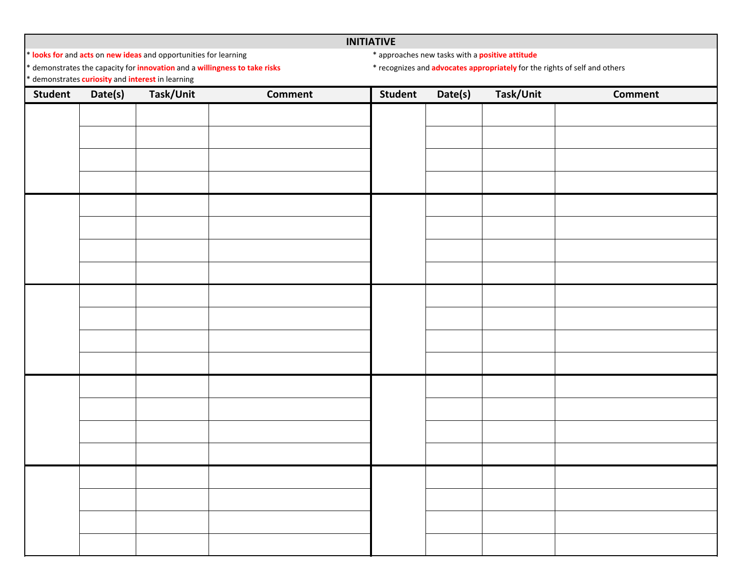## INITIATIVE

* **looks for** and **acts** on **new ideas** and opportunities for learning
* demonstrates the capacity for **innovation** and a **willingness to take risks**
* demonstrates **curiosity** and **interest** in learning
* approaches new tasks with a **positive attitude**
* recognizes and **advocates appropriately** for the rights of self and others

| Student | Date(s) | Task/Unit | Comment | Student | Date(s) | Task/Unit | Comment |
|---|---|---|---|---|---|---|---|
| | | | | | | | |
| | | | | | | | |
| | | | | | | | |
| | | | | | | | |
| | | | | | | | |
| | | | | | | | |
| | | | | | | | |
| | | | | | | | |
| | | | | | | | |
| | | | | | | | |
| | | | | | | | |
| | | | | | | | |
| | | | | | | | |
| | | | | | | | |
| | | | | | | | |
| | | | | | | | |
| | | | | | | | |
| | | | | | | | |
| | | | | | | | |
| | | | | | | | |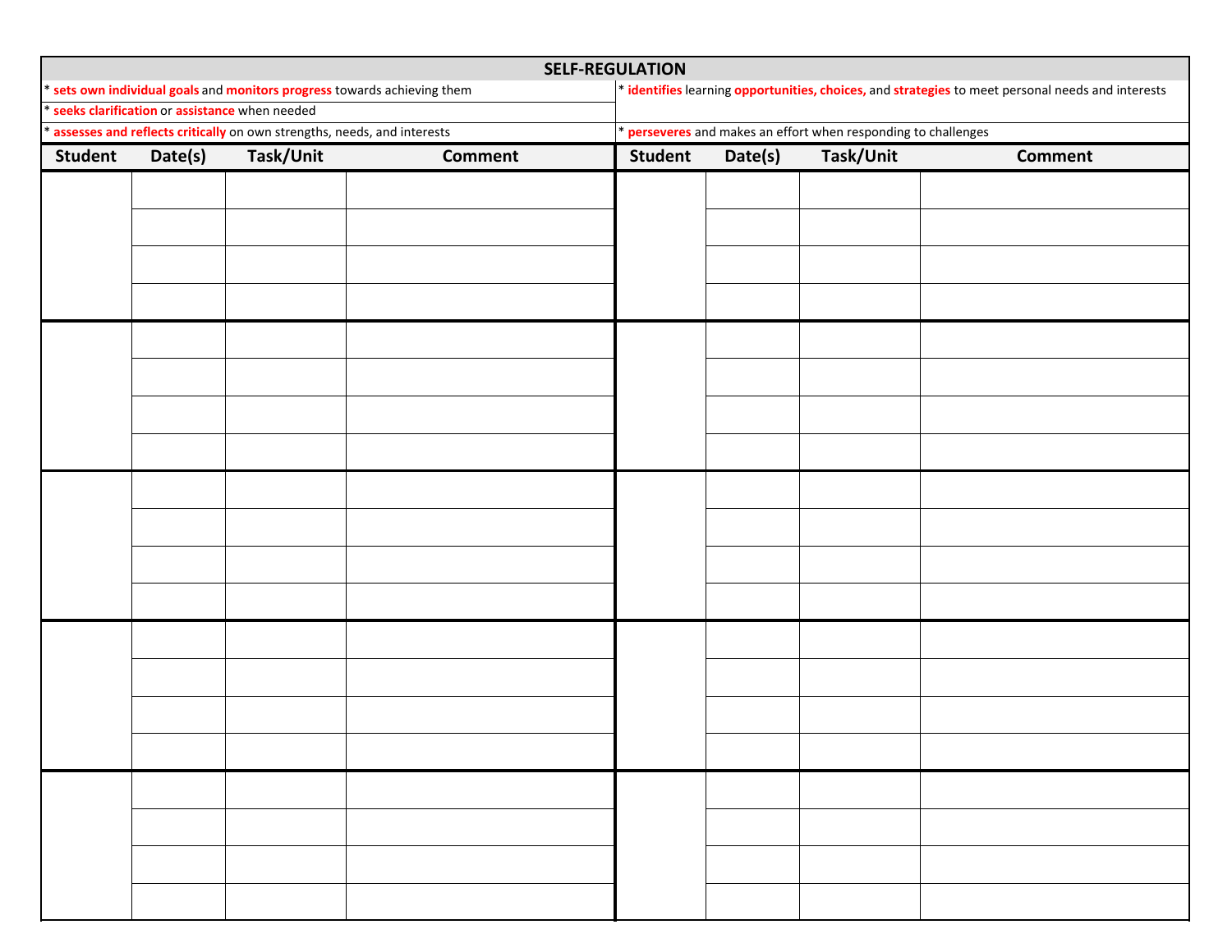## SELF-REGULATION

* **sets own individual goals** and **monitors progress** towards achieving them
* **seeks clarification** or **assistance** when needed
* **assesses and reflects critically** on own strengths, needs, and interests
* **identifies** learning **opportunities, choices,** and **strategies** to meet personal needs and interests
* **perseveres** and makes an effort when responding to challenges

| Student | Date(s) | Task/Unit | Comment | Student | Date(s) | Task/Unit | Comment |
|---|---|---|---|---|---|---|---|
| | | | | | | | |
| | | | | | | | |
| | | | | | | | |
| | | | | | | | |
| | | | | | | | |
| | | | | | | | |
| | | | | | | | |
| | | | | | | | |
| | | | | | | | |
| | | | | | | | |
| | | | | | | | |
| | | | | | | | |
| | | | | | | | |
| | | | | | | | |
| | | | | | | | |
| | | | | | | | |
| | | | | | | | |
| | | | | | | | |
| | | | | | | | |
| | | | | | | | |